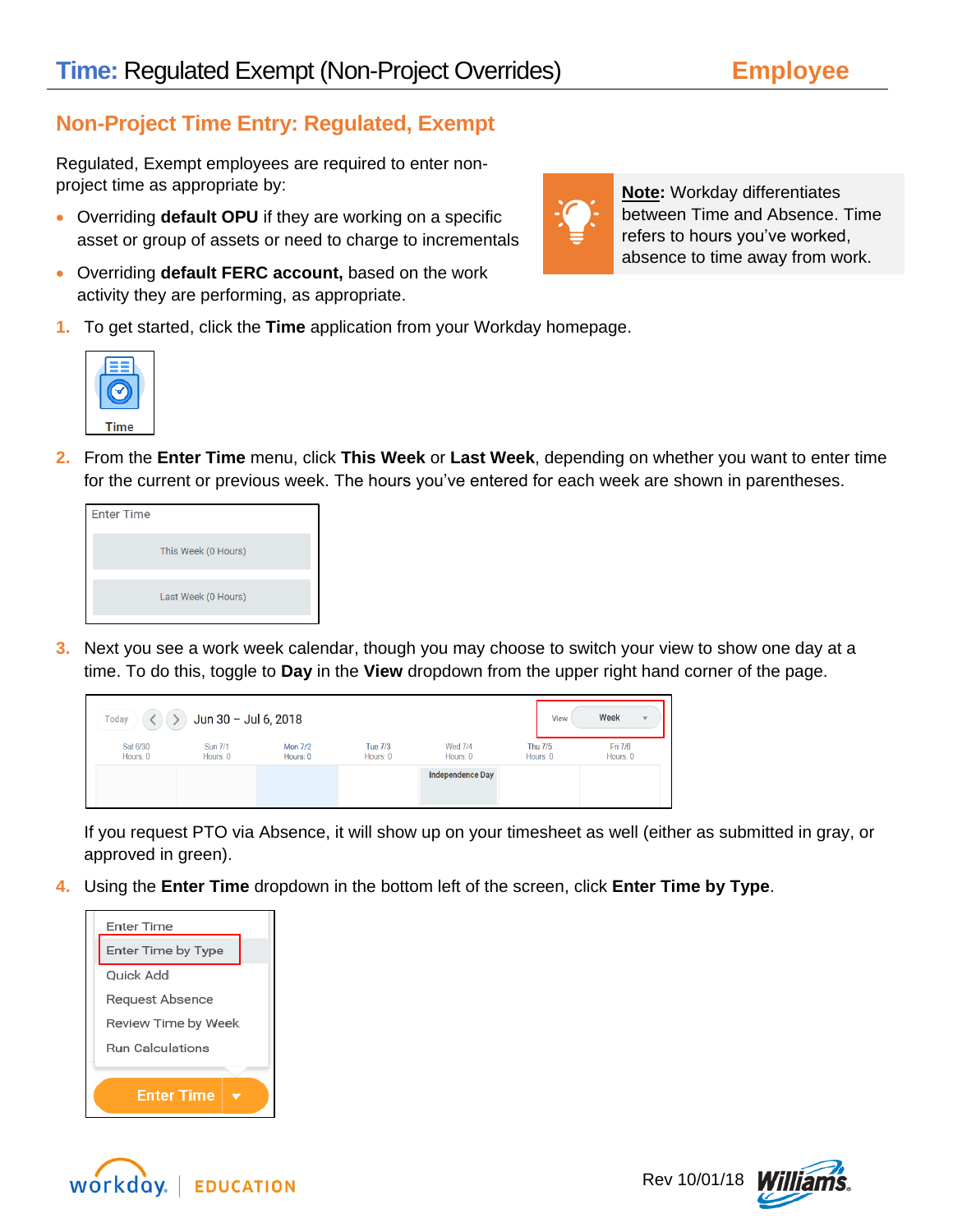# Time: Regulated Exempt (Non-Project Overrides) — Employee

## Non-Project Time Entry: Regulated, Exempt

Regulated, Exempt employees are required to enter non-project time as appropriate by:

- Overriding **default OPU** if they are working on a specific asset or group of assets or need to charge to incrementals
- Overriding **default FERC account,** based on the work activity they are performing, as appropriate.

**Note:** Workday differentiates between Time and Absence. Time refers to hours you've worked, absence to time away from work.

1. To get started, click the **Time** application from your Workday homepage.

   Time

2. From the **Enter Time** menu, click **This Week** or **Last Week**, depending on whether you want to enter time for the current or previous week. The hours you've entered for each week are shown in parentheses.

   Enter Time
   - This Week (0 Hours)
   - Last Week (0 Hours)

3. Next you see a work week calendar, though you may choose to switch your view to show one day at a time. To do this, toggle to **Day** in the **View** dropdown from the upper right hand corner of the page.

   Today | Jun 30 – Jul 6, 2018 | View: Week

   | Sat 6/30 Hours: 0 | Sun 7/1 Hours: 0 | Mon 7/2 Hours: 0 | Tue 7/3 Hours: 0 | Wed 7/4 Hours: 0 | Thu 7/5 Hours: 0 | Fri 7/6 Hours: 0 |
   |---|---|---|---|---|---|---|
   | | | | | Independence Day | | |

   If you request PTO via Absence, it will show up on your timesheet as well (either as submitted in gray, or approved in green).

4. Using the **Enter Time** dropdown in the bottom left of the screen, click **Enter Time by Type**.

   - Enter Time
   - Enter Time by Type
   - Quick Add
   - Request Absence
   - Review Time by Week
   - Run Calculations

   Enter Time

Rev 10/01/18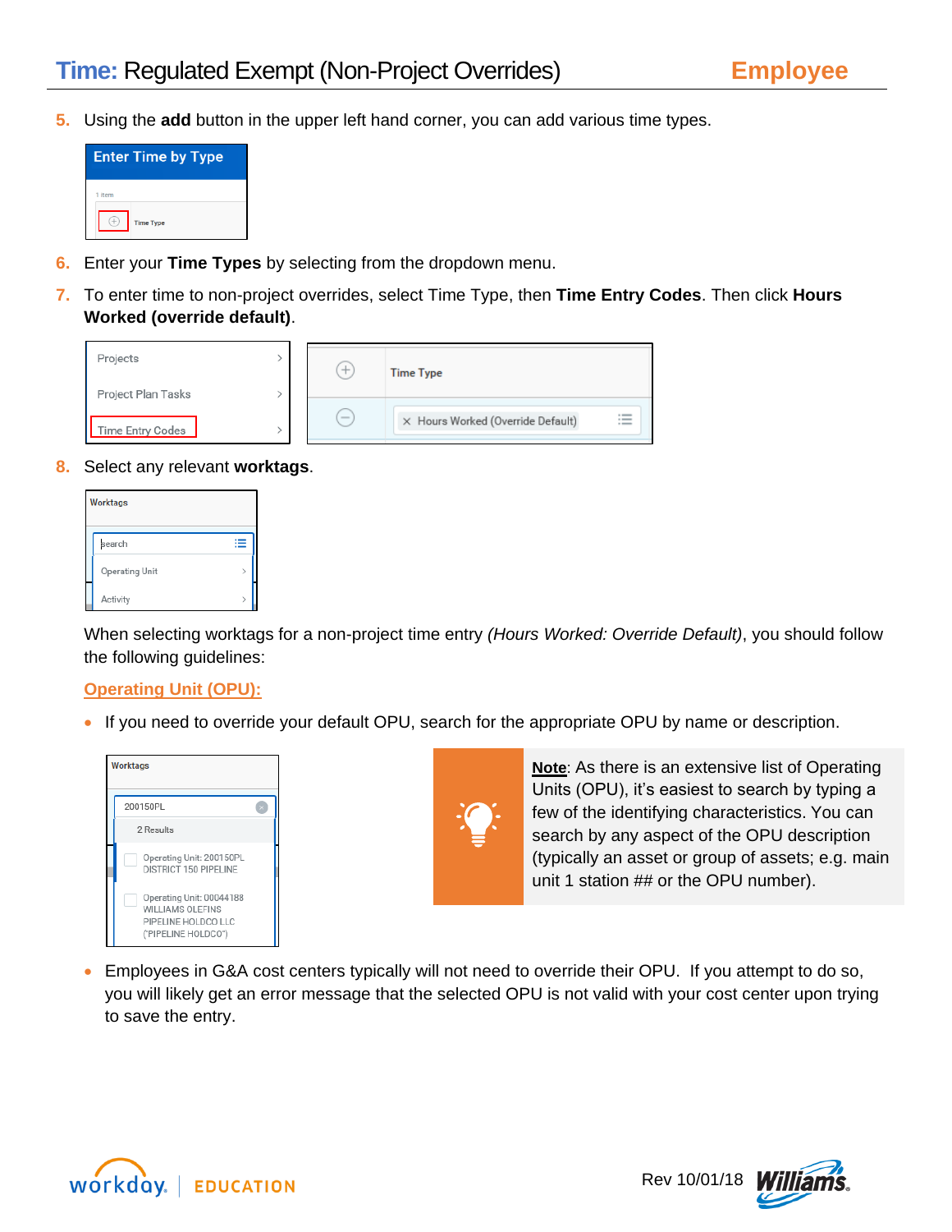5. Using the **add** button in the upper left hand corner, you can add various time types.

6. Enter your **Time Types** by selecting from the dropdown menu.

7. To enter time to non-project overrides, select Time Type, then **Time Entry Codes**. Then click **Hours Worked (override default)**.

8. Select any relevant **worktags**.

When selecting worktags for a non-project time entry *(Hours Worked: Override Default)*, you should follow the following guidelines:

**Operating Unit (OPU):**

- If you need to override your default OPU, search for the appropriate OPU by name or description.

**Note**: As there is an extensive list of Operating Units (OPU), it's easiest to search by typing a few of the identifying characteristics. You can search by any aspect of the OPU description (typically an asset or group of assets; e.g. main unit 1 station ## or the OPU number).

- Employees in G&A cost centers typically will not need to override their OPU. If you attempt to do so, you will likely get an error message that the selected OPU is not valid with your cost center upon trying to save the entry.

Rev 10/01/18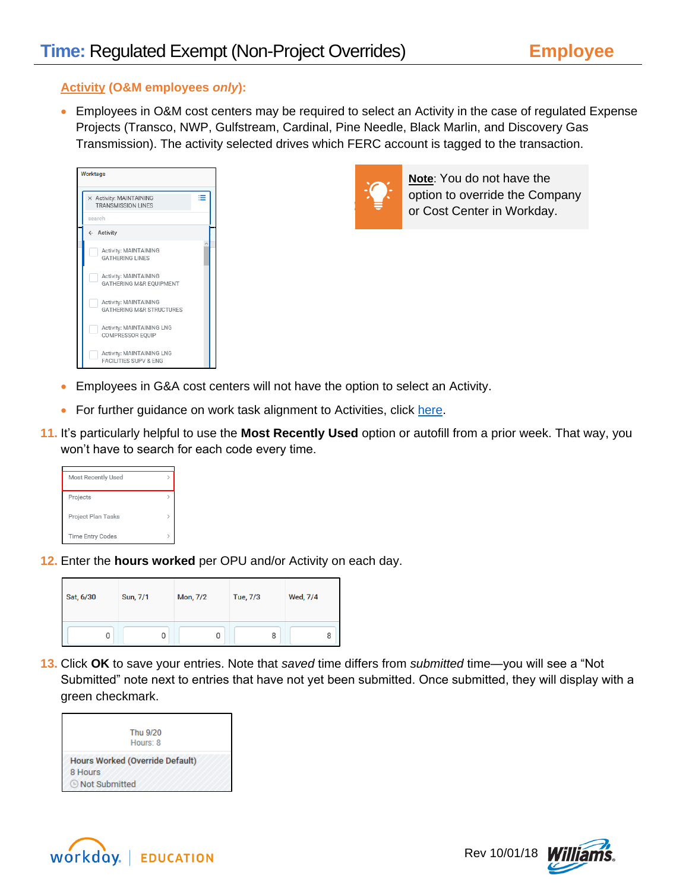**Activity (O&M employees *only*):**

- Employees in O&M cost centers may be required to select an Activity in the case of regulated Expense Projects (Transco, NWP, Gulfstream, Cardinal, Pine Needle, Black Marlin, and Discovery Gas Transmission). The activity selected drives which FERC account is tagged to the transaction.

**Note**: You do not have the option to override the Company or Cost Center in Workday.

- Employees in G&A cost centers will not have the option to select an Activity.
- For further guidance on work task alignment to Activities, click here.

11. It's particularly helpful to use the **Most Recently Used** option or autofill from a prior week. That way, you won't have to search for each code every time.

12. Enter the **hours worked** per OPU and/or Activity on each day.

| Sat, 6/30 | Sun, 7/1 | Mon, 7/2 | Tue, 7/3 | Wed, 7/4 |
|---|---|---|---|---|
| 0 | 0 | 0 | 8 | 8 |

13. Click **OK** to save your entries. Note that *saved* time differs from *submitted* time—you will see a "Not Submitted" note next to entries that have not yet been submitted. Once submitted, they will display with a green checkmark.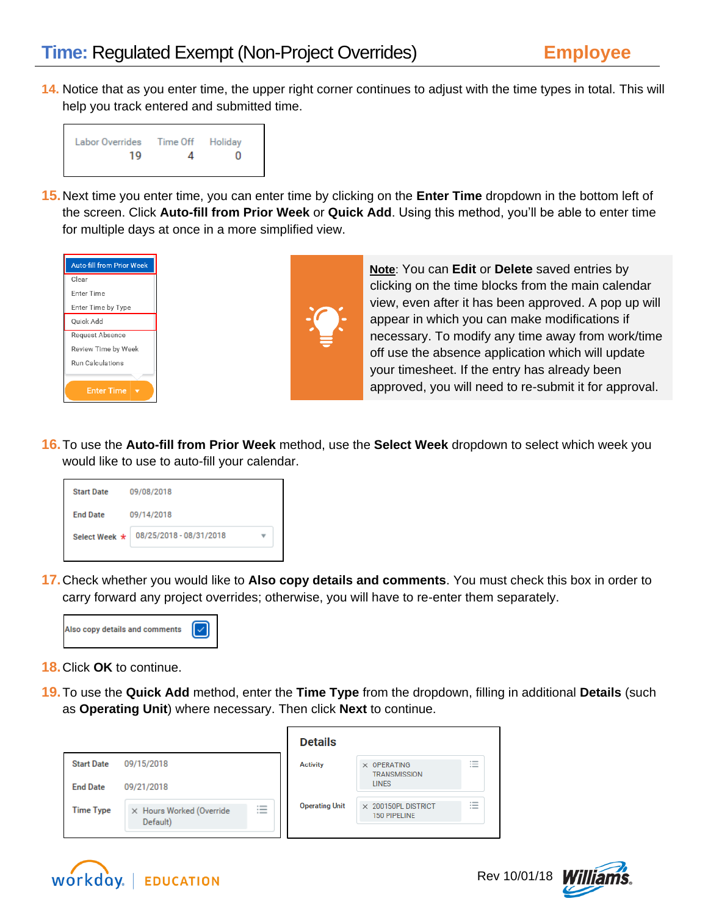# Time: Regulated Exempt (Non-Project Overrides) — Employee

14. Notice that as you enter time, the upper right corner continues to adjust with the time types in total. This will help you track entered and submitted time.

| Labor Overrides | Time Off | Holiday |
|---|---|---|
| 19 | 4 | 0 |

15. Next time you enter time, you can enter time by clicking on the **Enter Time** dropdown in the bottom left of the screen. Click **Auto-fill from Prior Week** or **Quick Add**. Using this method, you'll be able to enter time for multiple days at once in a more simplified view.

   - Auto-fill from Prior Week
   - Clear
   - Enter Time
   - Enter Time by Type
   - Quick Add
   - Request Absence
   - Review Time by Week
   - Run Calculations

   Enter Time

**Note**: You can **Edit** or **Delete** saved entries by clicking on the time blocks from the main calendar view, even after it has been approved. A pop up will appear in which you can make modifications if necessary. To modify any time away from work/time off use the absence application which will update your timesheet. If the entry has already been approved, you will need to re-submit it for approval.

16. To use the **Auto-fill from Prior Week** method, use the **Select Week** dropdown to select which week you would like to use to auto-fill your calendar.

| | |
|---|---|
| Start Date | 09/08/2018 |
| End Date | 09/14/2018 |
| Select Week * | 08/25/2018 - 08/31/2018 |

17. Check whether you would like to **Also copy details and comments**. You must check this box in order to carry forward any project overrides; otherwise, you will have to re-enter them separately.

   Also copy details and comments ☑

18. Click **OK** to continue.

19. To use the **Quick Add** method, enter the **Time Type** from the dropdown, filling in additional **Details** (such as **Operating Unit**) where necessary. Then click **Next** to continue.

| | |
|---|---|
| Start Date | 09/15/2018 |
| End Date | 09/21/2018 |
| Time Type | Hours Worked (Override Default) |

**Details**

| | |
|---|---|
| Activity | OPERATING TRANSMISSION LINES |
| Operating Unit | 200150PL DISTRICT 150 PIPELINE |

Rev 10/01/18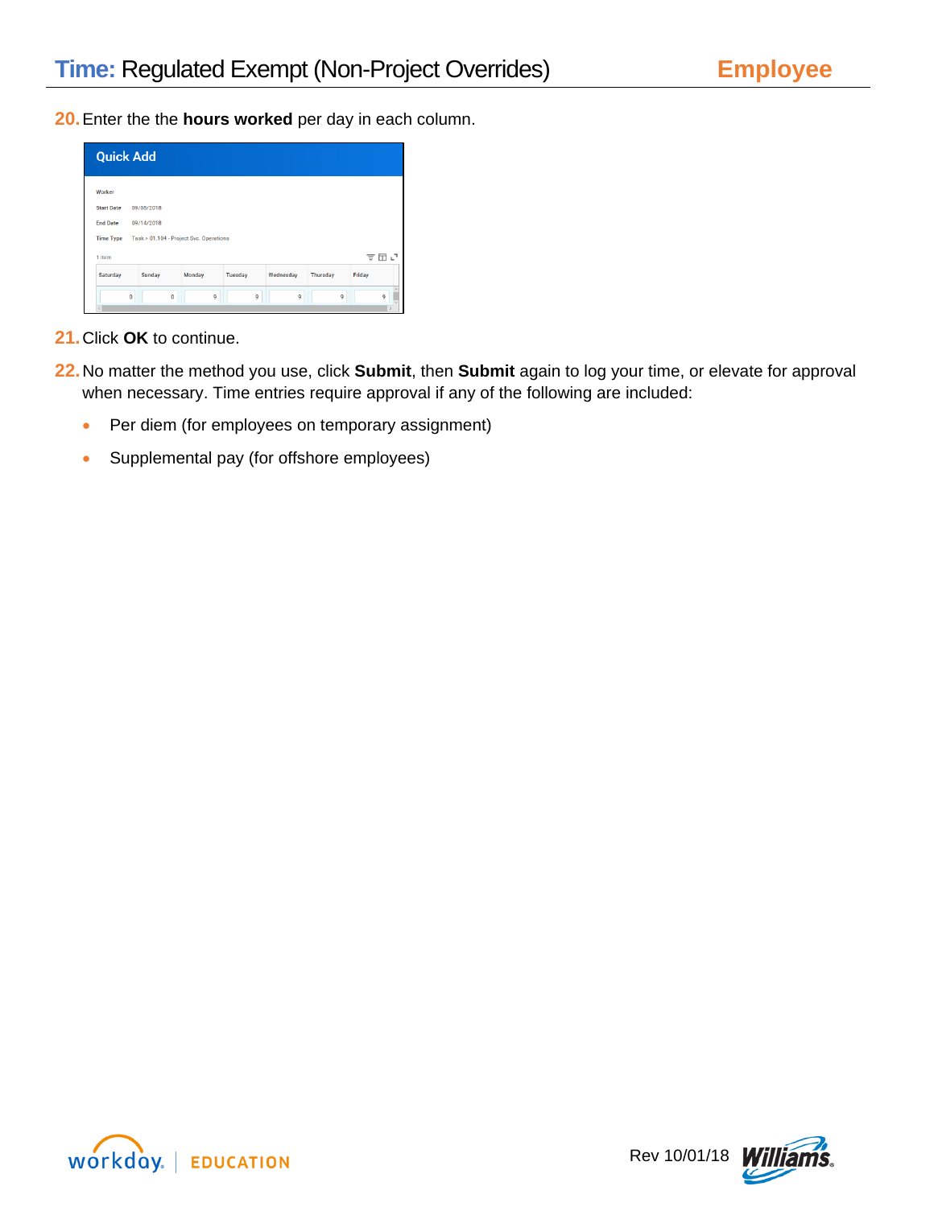20. Enter the the **hours worked** per day in each column.

**Quick Add**

Worker

Start Date 09/08/2018

End Date 09/14/2018

Time Type Task > 01.104 - Project Svc. Operations

1 item

| Saturday | Sunday | Monday | Tuesday | Wednesday | Thursday | Friday |
| --- | --- | --- | --- | --- | --- | --- |
| 0 | 0 | 9 | 9 | 9 | 9 | 9 |

21. Click **OK** to continue.

22. No matter the method you use, click **Submit**, then **Submit** again to log your time, or elevate for approval when necessary. Time entries require approval if any of the following are included:

- Per diem (for employees on temporary assignment)
- Supplemental pay (for offshore employees)